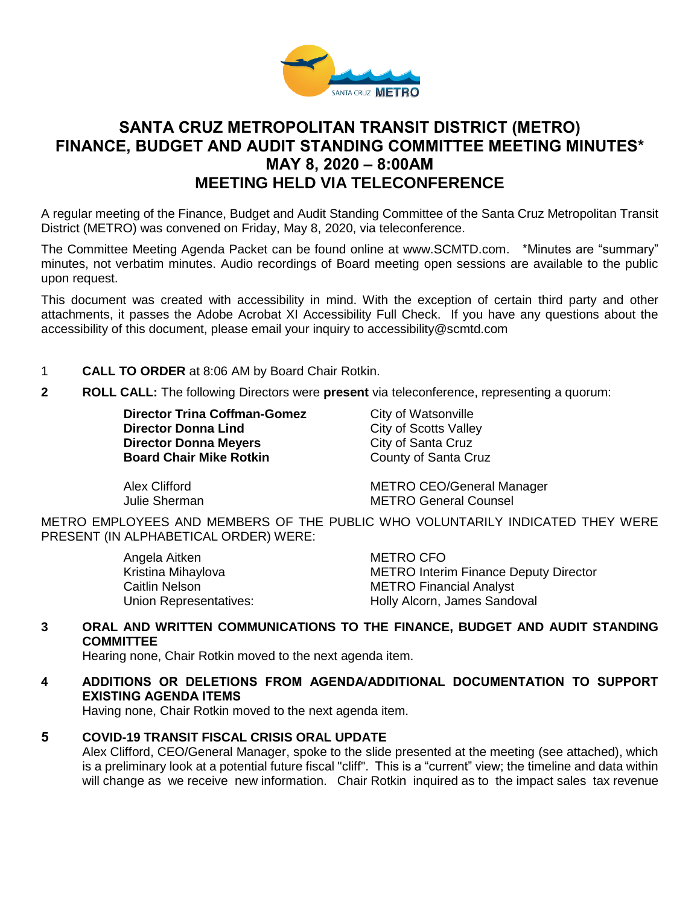# SANTA CRUZ METROPOLITAN TRANSIT DISTRICT (METRO) FINANCE, BUDGET AND AUDIT STANDING COMMITTEE MEETING MINUTES* MAY 8, 2020 – 8:00AM MEETING HELD VIA TELECONFERENCE

A regular meeting of the Finance, Budget and Audit Standing Committee of the Santa Cruz Metropolitan Transit District (METRO) was convened on Friday, May 8, 2020, via teleconference.

The Committee Meeting Agenda Packet can be found online at www.SCMTD.com. *Minutes are "summary" minutes, not verbatim minutes. Audio recordings of Board meeting open sessions are available to the public upon request.

This document was created with accessibility in mind. With the exception of certain third party and other attachments, it passes the Adobe Acrobat XI Accessibility Full Check. If you have any questions about the accessibility of this document, please email your inquiry to accessibility@scmtd.com

1 **CALL TO ORDER** at 8:06 AM by Board Chair Rotkin.

**2** **ROLL CALL:** The following Directors were **present** via teleconference, representing a quorum:

| | |
|---|---|
| **Director Trina Coffman-Gomez** | City of Watsonville |
| **Director Donna Lind** | City of Scotts Valley |
| **Director Donna Meyers** | City of Santa Cruz |
| **Board Chair Mike Rotkin** | County of Santa Cruz |
| Alex Clifford | METRO CEO/General Manager |
| Julie Sherman | METRO General Counsel |

METRO EMPLOYEES AND MEMBERS OF THE PUBLIC WHO VOLUNTARILY INDICATED THEY WERE PRESENT (IN ALPHABETICAL ORDER) WERE:

| | |
|---|---|
| Angela Aitken | METRO CFO |
| Kristina Mihaylova | METRO Interim Finance Deputy Director |
| Caitlin Nelson | METRO Financial Analyst |
| Union Representatives: | Holly Alcorn, James Sandoval |

**3** **ORAL AND WRITTEN COMMUNICATIONS TO THE FINANCE, BUDGET AND AUDIT STANDING COMMITTEE**

Hearing none, Chair Rotkin moved to the next agenda item.

**4** **ADDITIONS OR DELETIONS FROM AGENDA/ADDITIONAL DOCUMENTATION TO SUPPORT EXISTING AGENDA ITEMS**

Having none, Chair Rotkin moved to the next agenda item.

**5** **COVID-19 TRANSIT FISCAL CRISIS ORAL UPDATE**

Alex Clifford, CEO/General Manager, spoke to the slide presented at the meeting (see attached), which is a preliminary look at a potential future fiscal "cliff". This is a "current" view; the timeline and data within will change as we receive new information. Chair Rotkin inquired as to the impact sales tax revenue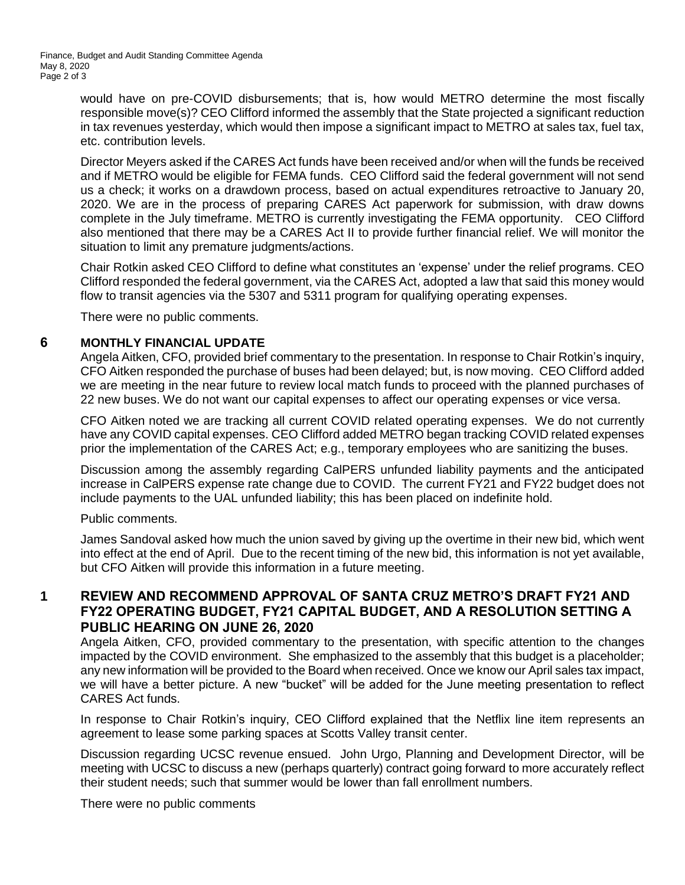would have on pre-COVID disbursements; that is, how would METRO determine the most fiscally responsible move(s)? CEO Clifford informed the assembly that the State projected a significant reduction in tax revenues yesterday, which would then impose a significant impact to METRO at sales tax, fuel tax, etc. contribution levels.

Director Meyers asked if the CARES Act funds have been received and/or when will the funds be received and if METRO would be eligible for FEMA funds. CEO Clifford said the federal government will not send us a check; it works on a drawdown process, based on actual expenditures retroactive to January 20, 2020. We are in the process of preparing CARES Act paperwork for submission, with draw downs complete in the July timeframe. METRO is currently investigating the FEMA opportunity. CEO Clifford also mentioned that there may be a CARES Act II to provide further financial relief. We will monitor the situation to limit any premature judgments/actions.

Chair Rotkin asked CEO Clifford to define what constitutes an 'expense' under the relief programs. CEO Clifford responded the federal government, via the CARES Act, adopted a law that said this money would flow to transit agencies via the 5307 and 5311 program for qualifying operating expenses.

There were no public comments.

## 6 MONTHLY FINANCIAL UPDATE

Angela Aitken, CFO, provided brief commentary to the presentation. In response to Chair Rotkin's inquiry, CFO Aitken responded the purchase of buses had been delayed; but, is now moving. CEO Clifford added we are meeting in the near future to review local match funds to proceed with the planned purchases of 22 new buses. We do not want our capital expenses to affect our operating expenses or vice versa.

CFO Aitken noted we are tracking all current COVID related operating expenses. We do not currently have any COVID capital expenses. CEO Clifford added METRO began tracking COVID related expenses prior the implementation of the CARES Act; e.g., temporary employees who are sanitizing the buses.

Discussion among the assembly regarding CalPERS unfunded liability payments and the anticipated increase in CalPERS expense rate change due to COVID. The current FY21 and FY22 budget does not include payments to the UAL unfunded liability; this has been placed on indefinite hold.

Public comments.

James Sandoval asked how much the union saved by giving up the overtime in their new bid, which went into effect at the end of April. Due to the recent timing of the new bid, this information is not yet available, but CFO Aitken will provide this information in a future meeting.

## 1 REVIEW AND RECOMMEND APPROVAL OF SANTA CRUZ METRO'S DRAFT FY21 AND FY22 OPERATING BUDGET, FY21 CAPITAL BUDGET, AND A RESOLUTION SETTING A PUBLIC HEARING ON JUNE 26, 2020

Angela Aitken, CFO, provided commentary to the presentation, with specific attention to the changes impacted by the COVID environment. She emphasized to the assembly that this budget is a placeholder; any new information will be provided to the Board when received. Once we know our April sales tax impact, we will have a better picture. A new "bucket" will be added for the June meeting presentation to reflect CARES Act funds.

In response to Chair Rotkin's inquiry, CEO Clifford explained that the Netflix line item represents an agreement to lease some parking spaces at Scotts Valley transit center.

Discussion regarding UCSC revenue ensued. John Urgo, Planning and Development Director, will be meeting with UCSC to discuss a new (perhaps quarterly) contract going forward to more accurately reflect their student needs; such that summer would be lower than fall enrollment numbers.

There were no public comments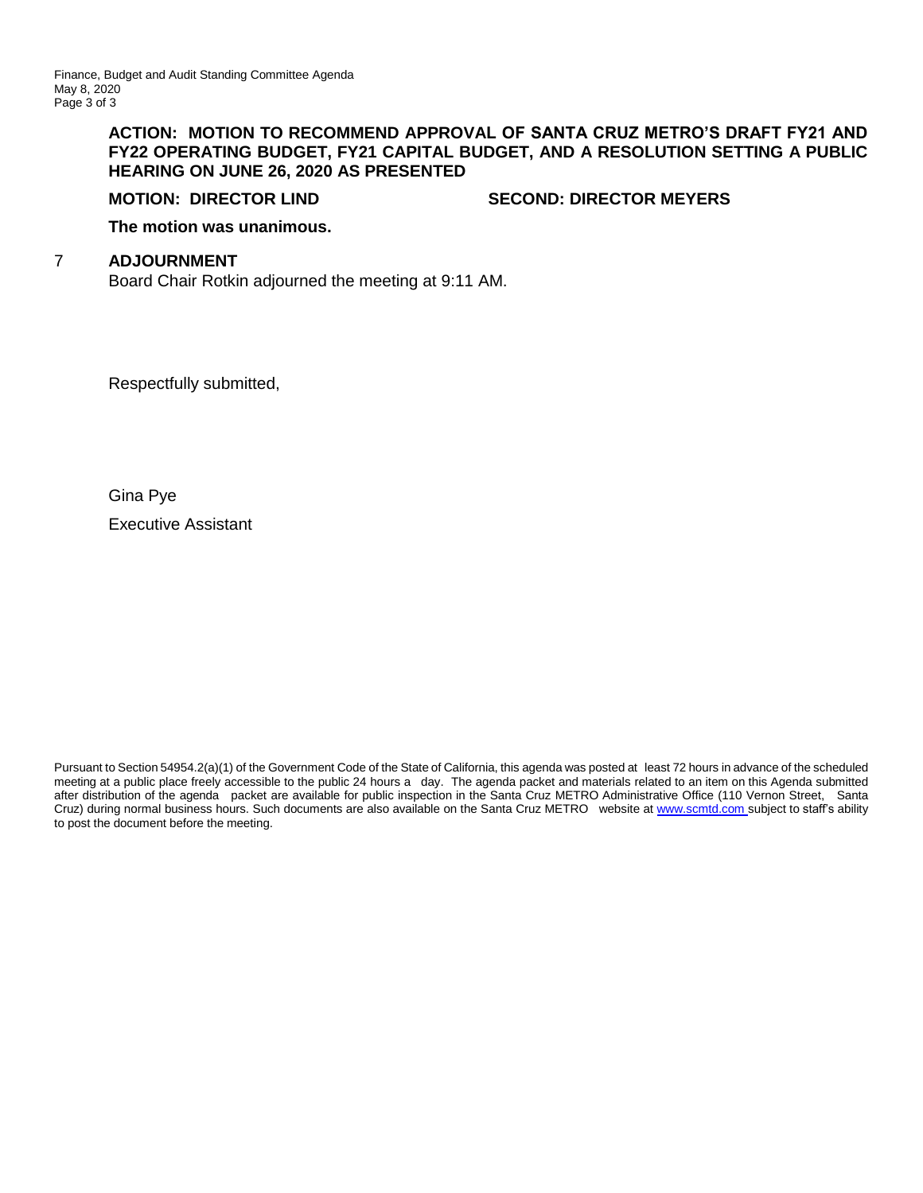**ACTION: MOTION TO RECOMMEND APPROVAL OF SANTA CRUZ METRO'S DRAFT FY21 AND FY22 OPERATING BUDGET, FY21 CAPITAL BUDGET, AND A RESOLUTION SETTING A PUBLIC HEARING ON JUNE 26, 2020 AS PRESENTED**

**MOTION: DIRECTOR LIND** **SECOND: DIRECTOR MEYERS**

**The motion was unanimous.**

## 7 ADJOURNMENT

Board Chair Rotkin adjourned the meeting at 9:11 AM.

Respectfully submitted,

Gina Pye

Executive Assistant

Pursuant to Section 54954.2(a)(1) of the Government Code of the State of California, this agenda was posted at least 72 hours in advance of the scheduled meeting at a public place freely accessible to the public 24 hours a day. The agenda packet and materials related to an item on this Agenda submitted after distribution of the agenda packet are available for public inspection in the Santa Cruz METRO Administrative Office (110 Vernon Street, Santa Cruz) during normal business hours. Such documents are also available on the Santa Cruz METRO website at www.scmtd.com subject to staff's ability to post the document before the meeting.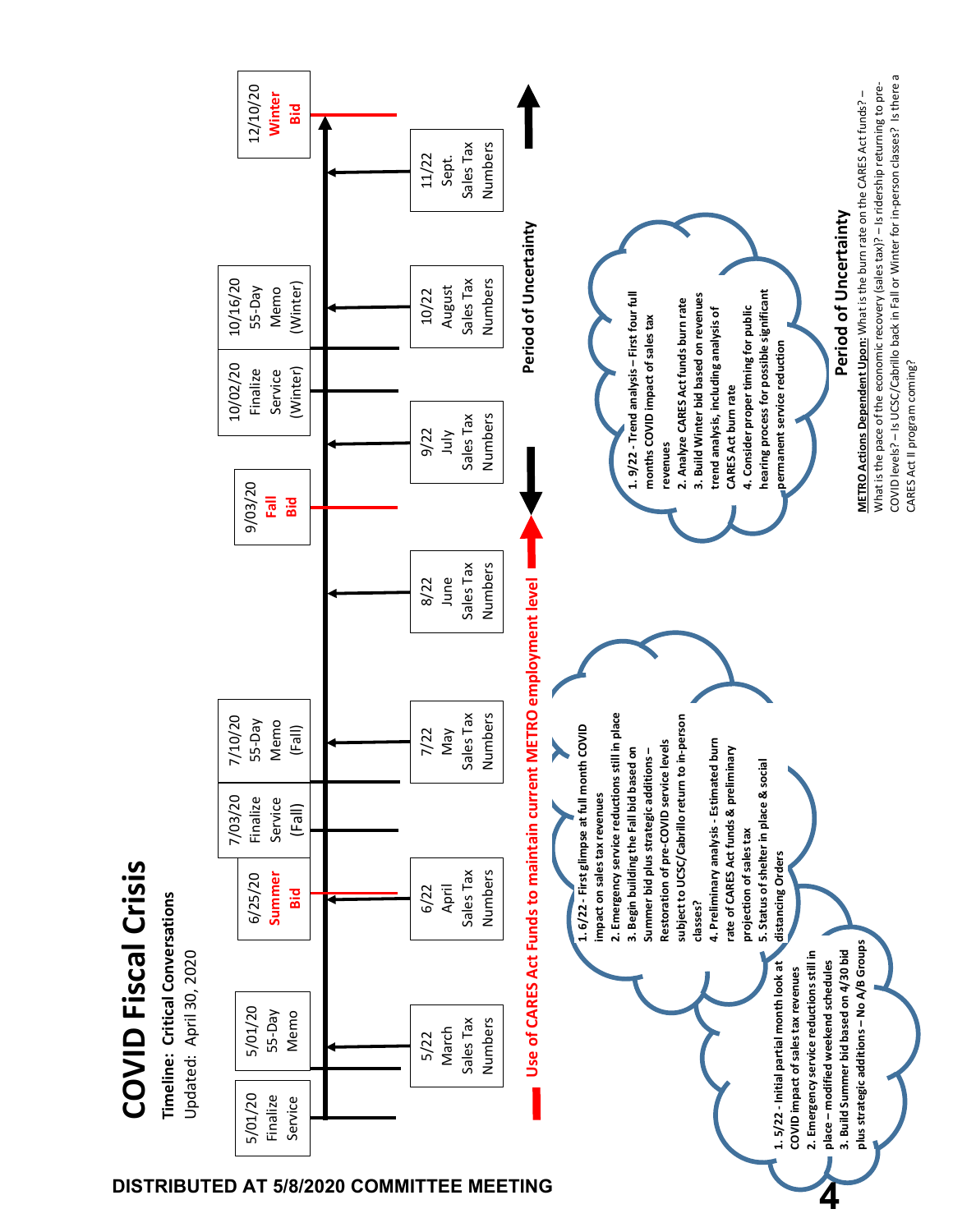DISTRIBUTED AT 5/8/2020 COMMITTEE MEETING

# COVID Fiscal Crisis

**Timeline: Critical Conversations**
Updated: April 30, 2020

5/01/20 Finalize Service

5/01/20 55-Day Memo

6/25/20 **Summer Bid**

7/03/20 Finalize Service (Fall)

7/10/20 55-Day Memo (Fall)

9/03/20 **Fall Bid**

10/02/20 Finalize Service (Winter)

10/16/20 55-Day Memo (Winter)

12/10/20 **Winter Bid**

5/22 March Sales Tax Numbers

6/22 April Sales Tax Numbers

7/22 May Sales Tax Numbers

8/22 June Sales Tax Numbers

9/22 July Sales Tax Numbers

10/22 August Sales Tax Numbers

11/22 Sept. Sales Tax Numbers

**Use of CARES Act Funds to maintain current METRO employment level**

**Period of Uncertainty**

**1. 5/22 - Initial partial month look at COVID impact of sales tax revenues**
**2. Emergency service reductions still in place – modified weekend schedules**
**3. Build Summer bid based on 4/30 bid plus strategic additions – No A/B Groups**

**1. 6/22 - First glimpse at full month COVID impact on sales tax revenues**
**2. Emergency service reductions still in place**
**3. Begin building the Fall bid based on Summer bid plus strategic additions – Restoration of pre-COVID service levels subject to UCSC/Cabrillo return to in-person classes?**
**4. Preliminary analysis - Estimated burn rate of CARES Act funds & preliminary projection of sales tax**
**5. Status of shelter in place & social distancing Orders**

**1. 9/22 - Trend analysis – First four full months COVID impact of sales tax revenues**
**2. Analyze CARES Act funds burn rate**
**3. Build Winter bid based on revenues trend analysis, including analysis of CARES Act burn rate**
**4. Consider proper timing for public hearing process for possible significant permanent service reduction**

## Period of Uncertainty

**METRO Actions Dependent Upon:** What is the burn rate on the CARES Act funds? – What is the pace of the economic recovery (sales tax)? – Is ridership returning to pre-COVID levels? – Is UCSC/Cabrillo back in Fall or Winter for in-person classes? Is there a CARES Act II program coming?